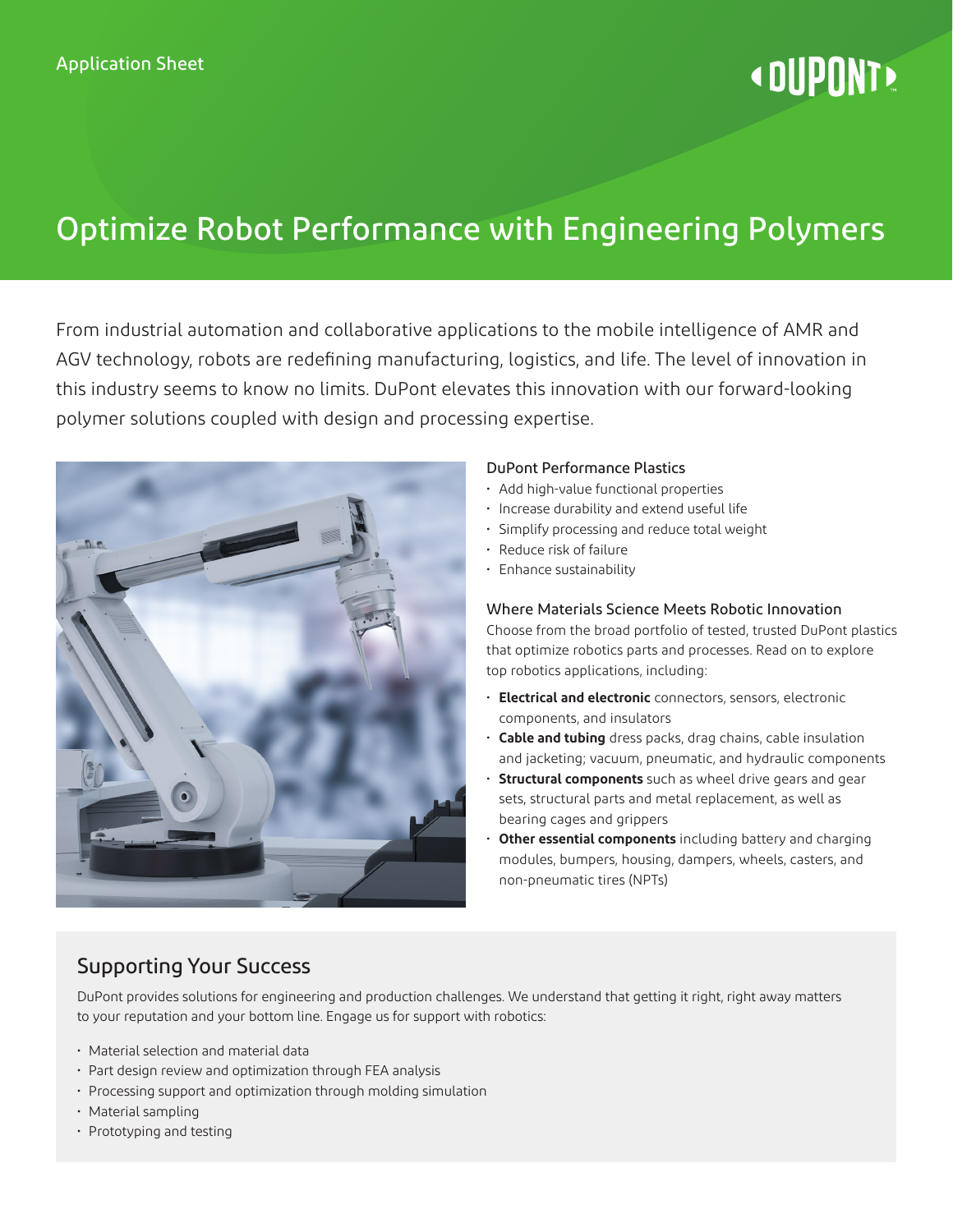Application Sheet

# Optimize Robot Performance with Engineering Polymers

From industrial automation and collaborative applications to the mobile intelligence of AMR and AGV technology, robots are redefining manufacturing, logistics, and life. The level of innovation in this industry seems to know no limits. DuPont elevates this innovation with our forward-looking polymer solutions coupled with design and processing expertise.

### DuPont Performance Plastics

- Add high-value functional properties
- Increase durability and extend useful life
- Simplify processing and reduce total weight
- Reduce risk of failure
- Enhance sustainability

### Where Materials Science Meets Robotic Innovation

Choose from the broad portfolio of tested, trusted DuPont plastics that optimize robotics parts and processes. Read on to explore top robotics applications, including:

- **Electrical and electronic** connectors, sensors, electronic components, and insulators
- **Cable and tubing** dress packs, drag chains, cable insulation and jacketing; vacuum, pneumatic, and hydraulic components
- **Structural components** such as wheel drive gears and gear sets, structural parts and metal replacement, as well as bearing cages and grippers
- **Other essential components** including battery and charging modules, bumpers, housing, dampers, wheels, casters, and non-pneumatic tires (NPTs)

## Supporting Your Success

DuPont provides solutions for engineering and production challenges. We understand that getting it right, right away matters to your reputation and your bottom line. Engage us for support with robotics:

- Material selection and material data
- Part design review and optimization through FEA analysis
- Processing support and optimization through molding simulation
- Material sampling
- Prototyping and testing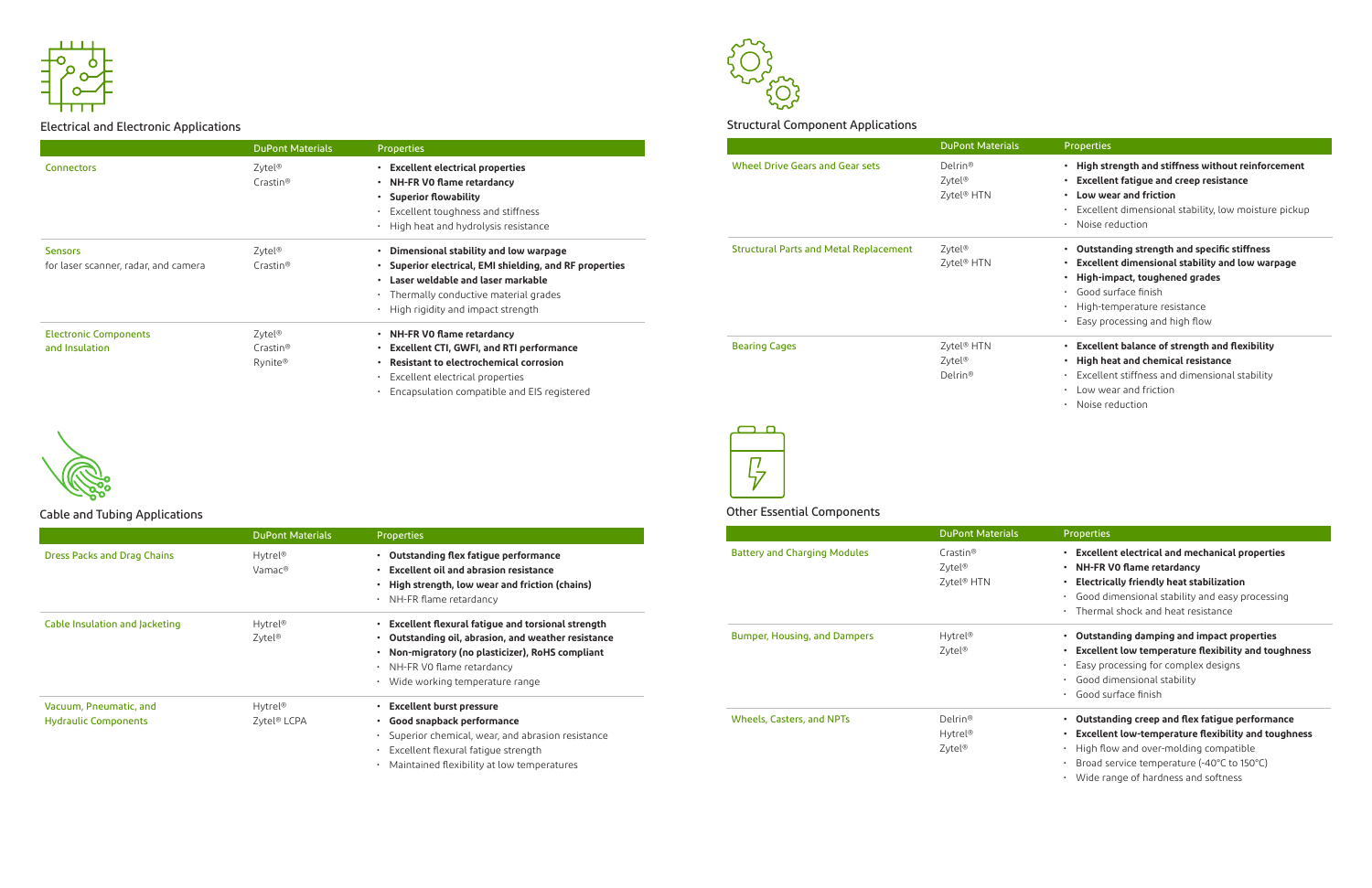## Electrical and Electronic Applications

| | DuPont Materials | Properties |
|---|---|---|
| Connectors | Zytel®<br>Crastin® | • **Excellent electrical properties**<br>• **NH-FR V0 flame retardancy**<br>• **Superior flowability**<br>• Excellent toughness and stiffness<br>• High heat and hydrolysis resistance |
| Sensors<br>for laser scanner, radar, and camera | Zytel®<br>Crastin® | • **Dimensional stability and low warpage**<br>• **Superior electrical, EMI shielding, and RF properties**<br>• **Laser weldable and laser markable**<br>• Thermally conductive material grades<br>• High rigidity and impact strength |
| Electronic Components and Insulation | Zytel®<br>Crastin®<br>Rynite® | • **NH-FR V0 flame retardancy**<br>• **Excellent CTI, GWFI, and RTI performance**<br>• **Resistant to electrochemical corrosion**<br>• Excellent electrical properties<br>• Encapsulation compatible and EIS registered |

## Cable and Tubing Applications

| | DuPont Materials | Properties |
|---|---|---|
| Dress Packs and Drag Chains | Hytrel®<br>Vamac® | • **Outstanding flex fatigue performance**<br>• **Excellent oil and abrasion resistance**<br>• **High strength, low wear and friction (chains)**<br>• NH-FR flame retardancy |
| Cable Insulation and Jacketing | Hytrel®<br>Zytel® | • **Excellent flexural fatigue and torsional strength**<br>• **Outstanding oil, abrasion, and weather resistance**<br>• **Non-migratory (no plasticizer), RoHS compliant**<br>• NH-FR V0 flame retardancy<br>• Wide working temperature range |
| Vacuum, Pneumatic, and Hydraulic Components | Hytrel®<br>Zytel® LCPA | • **Excellent burst pressure**<br>• **Good snapback performance**<br>• Superior chemical, wear, and abrasion resistance<br>• Excellent flexural fatigue strength<br>• Maintained flexibility at low temperatures |

## Structural Component Applications

| | DuPont Materials | Properties |
|---|---|---|
| Wheel Drive Gears and Gear sets | Delrin®<br>Zytel®<br>Zytel® HTN | • **High strength and stiffness without reinforcement**<br>• **Excellent fatigue and creep resistance**<br>• **Low wear and friction**<br>• Excellent dimensional stability, low moisture pickup<br>• Noise reduction |
| Structural Parts and Metal Replacement | Zytel®<br>Zytel® HTN | • **Outstanding strength and specific stiffness**<br>• **Excellent dimensional stability and low warpage**<br>• **High-impact, toughened grades**<br>• Good surface finish<br>• High-temperature resistance<br>• Easy processing and high flow |
| Bearing Cages | Zytel® HTN<br>Zytel®<br>Delrin® | • **Excellent balance of strength and flexibility**<br>• **High heat and chemical resistance**<br>• Excellent stiffness and dimensional stability<br>• Low wear and friction<br>• Noise reduction |

## Other Essential Components

| | DuPont Materials | Properties |
|---|---|---|
| Battery and Charging Modules | Crastin®<br>Zytel®<br>Zytel® HTN | • **Excellent electrical and mechanical properties**<br>• **NH-FR V0 flame retardancy**<br>• **Electrically friendly heat stabilization**<br>• Good dimensional stability and easy processing<br>• Thermal shock and heat resistance |
| Bumper, Housing, and Dampers | Hytrel®<br>Zytel® | • **Outstanding damping and impact properties**<br>• **Excellent low temperature flexibility and toughness**<br>• Easy processing for complex designs<br>• Good dimensional stability<br>• Good surface finish |
| Wheels, Casters, and NPTs | Delrin®<br>Hytrel®<br>Zytel® | • **Outstanding creep and flex fatigue performance**<br>• **Excellent low-temperature flexibility and toughness**<br>• High flow and over-molding compatible<br>• Broad service temperature (-40°C to 150°C)<br>• Wide range of hardness and softness |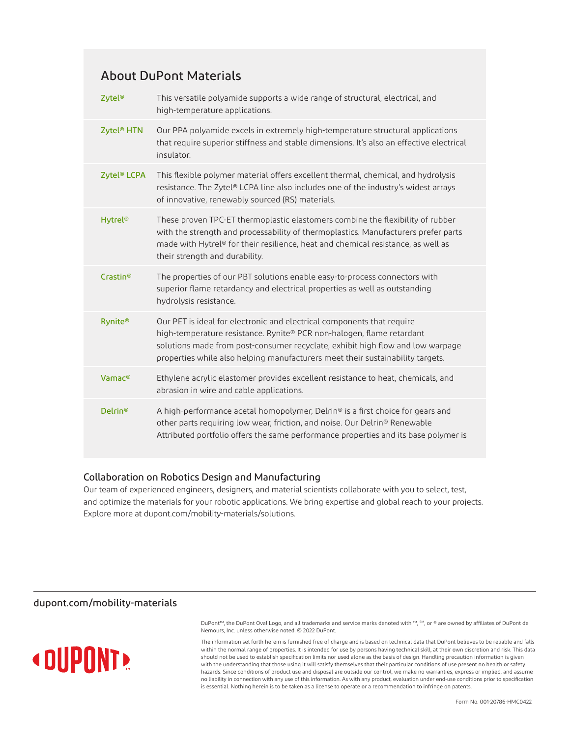## About DuPont Materials

| | |
|---|---|
| Zytel® | This versatile polyamide supports a wide range of structural, electrical, and high-temperature applications. |
| Zytel® HTN | Our PPA polyamide excels in extremely high-temperature structural applications that require superior stiffness and stable dimensions. It's also an effective electrical insulator. |
| Zytel® LCPA | This flexible polymer material offers excellent thermal, chemical, and hydrolysis resistance. The Zytel® LCPA line also includes one of the industry's widest arrays of innovative, renewably sourced (RS) materials. |
| Hytrel® | These proven TPC-ET thermoplastic elastomers combine the flexibility of rubber with the strength and processability of thermoplastics. Manufacturers prefer parts made with Hytrel® for their resilience, heat and chemical resistance, as well as their strength and durability. |
| Crastin® | The properties of our PBT solutions enable easy-to-process connectors with superior flame retardancy and electrical properties as well as outstanding hydrolysis resistance. |
| Rynite® | Our PET is ideal for electronic and electrical components that require high-temperature resistance. Rynite® PCR non-halogen, flame retardant solutions made from post-consumer recyclate, exhibit high flow and low warpage properties while also helping manufacturers meet their sustainability targets. |
| Vamac® | Ethylene acrylic elastomer provides excellent resistance to heat, chemicals, and abrasion in wire and cable applications. |
| Delrin® | A high-performance acetal homopolymer, Delrin® is a first choice for gears and other parts requiring low wear, friction, and noise. Our Delrin® Renewable Attributed portfolio offers the same performance properties and its base polymer is |

### Collaboration on Robotics Design and Manufacturing

Our team of experienced engineers, designers, and material scientists collaborate with you to select, test, and optimize the materials for your robotic applications. We bring expertise and global reach to your projects. Explore more at dupont.com/mobility-materials/solutions.

dupont.com/mobility-materials

DUPONT™

DuPont™, the DuPont Oval Logo, and all trademarks and service marks denoted with ™, SM, or ® are owned by affiliates of DuPont de Nemours, Inc. unless otherwise noted. © 2022 DuPont.

The information set forth herein is furnished free of charge and is based on technical data that DuPont believes to be reliable and falls within the normal range of properties. It is intended for use by persons having technical skill, at their own discretion and risk. This data should not be used to establish specification limits nor used alone as the basis of design. Handling precaution information is given with the understanding that those using it will satisfy themselves that their particular conditions of use present no health or safety hazards. Since conditions of product use and disposal are outside our control, we make no warranties, express or implied, and assume no liability in connection with any use of this information. As with any product, evaluation under end-use conditions prior to specification is essential. Nothing herein is to be taken as a license to operate or a recommendation to infringe on patents.

Form No. 001-20786-HMC0422